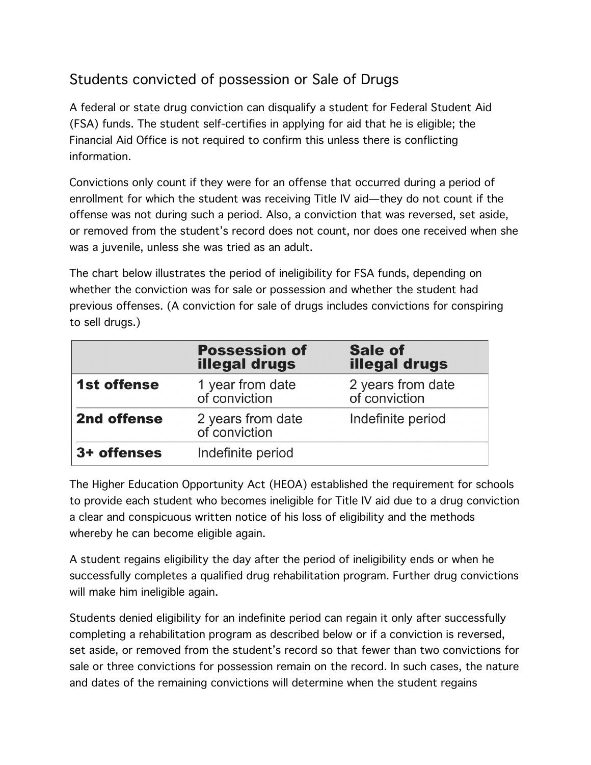## Students convicted of possession or Sale of Drugs

A federal or state drug conviction can disqualify a student for Federal Student Aid (FSA) funds. The student self-certifies in applying for aid that he is eligible; the Financial Aid Office is not required to confirm this unless there is conflicting information.

Convictions only count if they were for an offense that occurred during a period of enrollment for which the student was receiving Title IV aid—they do not count if the offense was not during such a period. Also, a conviction that was reversed, set aside, or removed from the student's record does not count, nor does one received when she was a juvenile, unless she was tried as an adult.

The chart below illustrates the period of ineligibility for FSA funds, depending on whether the conviction was for sale or possession and whether the student had previous offenses. (A conviction for sale of drugs includes convictions for conspiring to sell drugs.)

| | **Possession of illegal drugs** | **Sale of illegal drugs** |
|---|---|---|
| **1st offense** | 1 year from date of conviction | 2 years from date of conviction |
| **2nd offense** | 2 years from date of conviction | Indefinite period |
| **3+ offenses** | Indefinite period | |

The Higher Education Opportunity Act (HEOA) established the requirement for schools to provide each student who becomes ineligible for Title IV aid due to a drug conviction a clear and conspicuous written notice of his loss of eligibility and the methods whereby he can become eligible again.

A student regains eligibility the day after the period of ineligibility ends or when he successfully completes a qualified drug rehabilitation program. Further drug convictions will make him ineligible again.

Students denied eligibility for an indefinite period can regain it only after successfully completing a rehabilitation program as described below or if a conviction is reversed, set aside, or removed from the student's record so that fewer than two convictions for sale or three convictions for possession remain on the record. In such cases, the nature and dates of the remaining convictions will determine when the student regains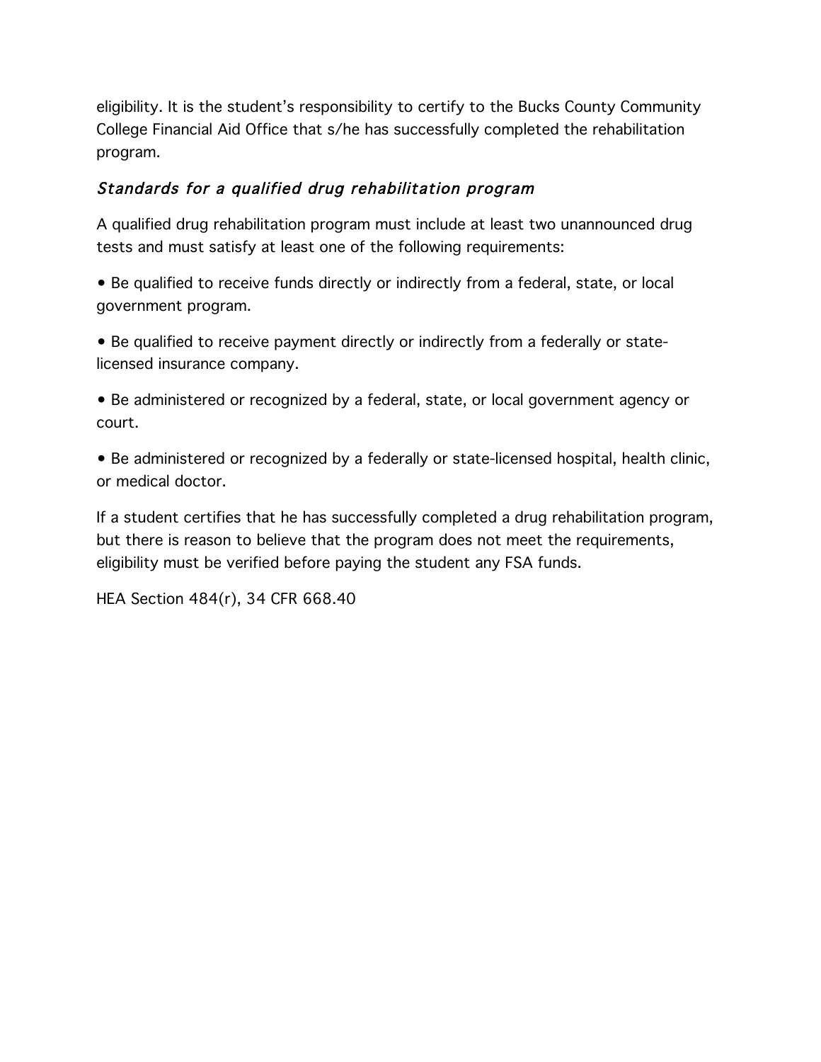eligibility. It is the student's responsibility to certify to the Bucks County Community College Financial Aid Office that s/he has successfully completed the rehabilitation program.

### *Standards for a qualified drug rehabilitation program*

A qualified drug rehabilitation program must include at least two unannounced drug tests and must satisfy at least one of the following requirements:

- Be qualified to receive funds directly or indirectly from a federal, state, or local government program.
- Be qualified to receive payment directly or indirectly from a federally or state-licensed insurance company.
- Be administered or recognized by a federal, state, or local government agency or court.
- Be administered or recognized by a federally or state-licensed hospital, health clinic, or medical doctor.

If a student certifies that he has successfully completed a drug rehabilitation program, but there is reason to believe that the program does not meet the requirements, eligibility must be verified before paying the student any FSA funds.

HEA Section 484(r), 34 CFR 668.40